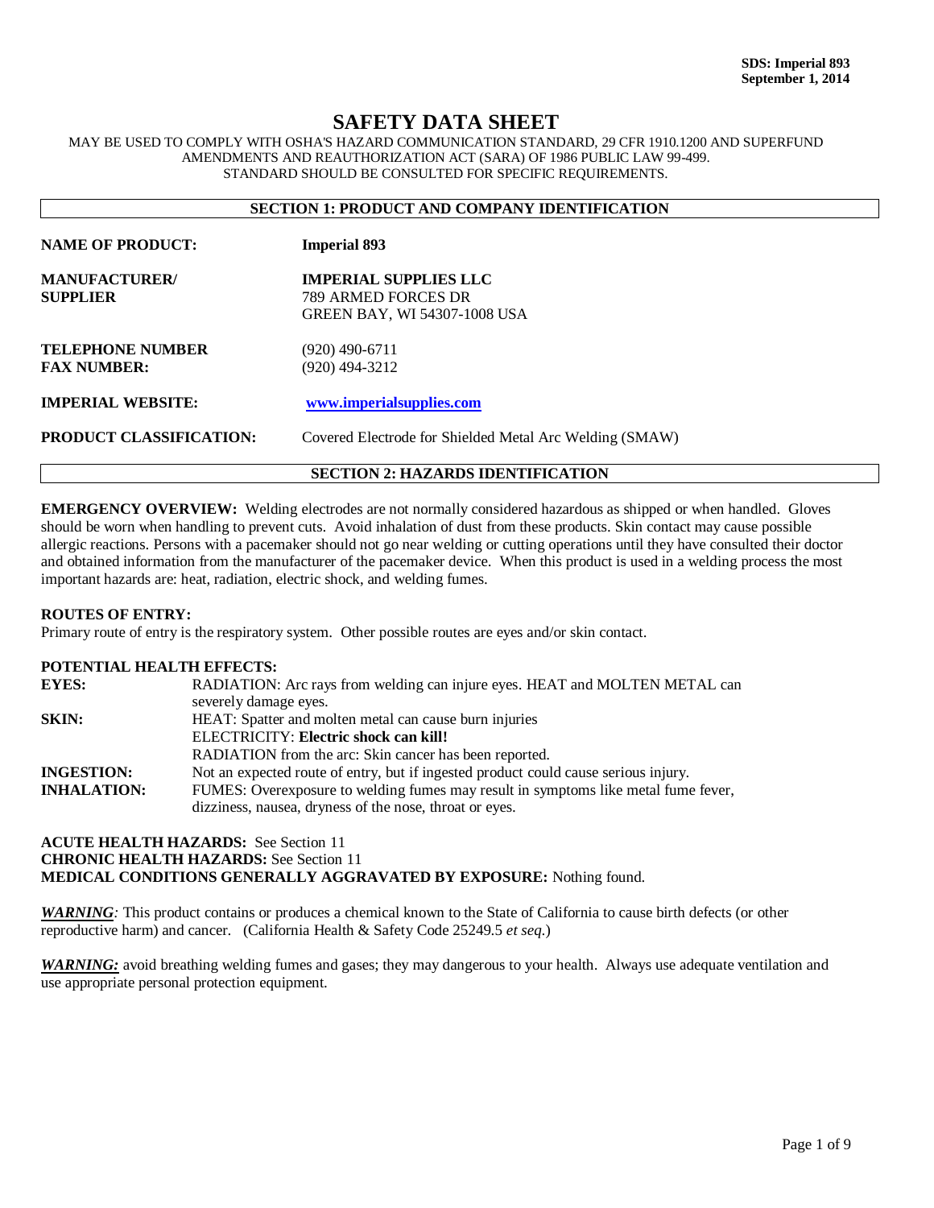**SDS: Imperial 893**
**September 1, 2014**

# SAFETY DATA SHEET

MAY BE USED TO COMPLY WITH OSHA'S HAZARD COMMUNICATION STANDARD, 29 CFR 1910.1200 AND SUPERFUND AMENDMENTS AND REAUTHORIZATION ACT (SARA) OF 1986 PUBLIC LAW 99-499. STANDARD SHOULD BE CONSULTED FOR SPECIFIC REQUIREMENTS.

## SECTION 1: PRODUCT AND COMPANY IDENTIFICATION

| | |
|---|---|
| **NAME OF PRODUCT:** | **Imperial 893** |
| **MANUFACTURER/ SUPPLIER** | **IMPERIAL SUPPLIES LLC**<br>789 ARMED FORCES DR<br>GREEN BAY, WI 54307-1008 USA |
| **TELEPHONE NUMBER** | (920) 490-6711 |
| **FAX NUMBER:** | (920) 494-3212 |
| **IMPERIAL WEBSITE:** | **www.imperialsupplies.com** |
| **PRODUCT CLASSIFICATION:** | Covered Electrode for Shielded Metal Arc Welding (SMAW) |

## SECTION 2: HAZARDS IDENTIFICATION

**EMERGENCY OVERVIEW:** Welding electrodes are not normally considered hazardous as shipped or when handled. Gloves should be worn when handling to prevent cuts. Avoid inhalation of dust from these products. Skin contact may cause possible allergic reactions. Persons with a pacemaker should not go near welding or cutting operations until they have consulted their doctor and obtained information from the manufacturer of the pacemaker device. When this product is used in a welding process the most important hazards are: heat, radiation, electric shock, and welding fumes.

**ROUTES OF ENTRY:**
Primary route of entry is the respiratory system. Other possible routes are eyes and/or skin contact.

**POTENTIAL HEALTH EFFECTS:**

| | |
|---|---|
| **EYES:** | RADIATION: Arc rays from welding can injure eyes. HEAT and MOLTEN METAL can severely damage eyes. |
| **SKIN:** | HEAT: Spatter and molten metal can cause burn injuries<br>ELECTRICITY: **Electric shock can kill!**<br>RADIATION from the arc: Skin cancer has been reported. |
| **INGESTION:** | Not an expected route of entry, but if ingested product could cause serious injury. |
| **INHALATION:** | FUMES: Overexposure to welding fumes may result in symptoms like metal fume fever, dizziness, nausea, dryness of the nose, throat or eyes. |

**ACUTE HEALTH HAZARDS:** See Section 11
**CHRONIC HEALTH HAZARDS:** See Section 11
**MEDICAL CONDITIONS GENERALLY AGGRAVATED BY EXPOSURE:** Nothing found.

***WARNING****:* This product contains or produces a chemical known to the State of California to cause birth defects (or other reproductive harm) and cancer. (California Health & Safety Code 25249.5 *et seq.*)

***WARNING:*** avoid breathing welding fumes and gases; they may dangerous to your health. Always use adequate ventilation and use appropriate personal protection equipment.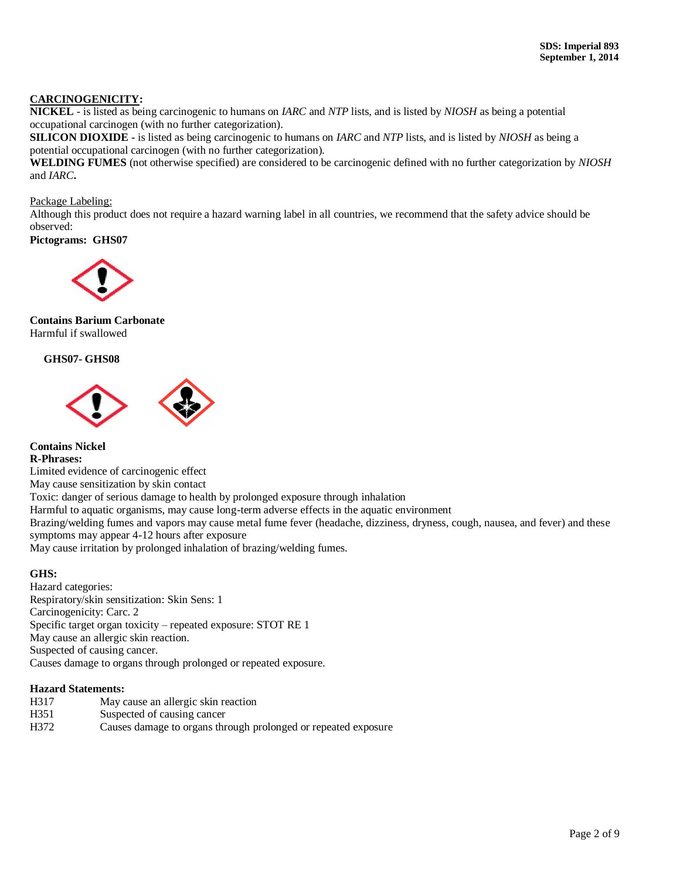**CARCINOGENICITY:**

**NICKEL** - is listed as being carcinogenic to humans on *IARC* and *NTP* lists, and is listed by *NIOSH* as being a potential occupational carcinogen (with no further categorization).

**SILICON DIOXIDE** - is listed as being carcinogenic to humans on *IARC* and *NTP* lists, and is listed by *NIOSH* as being a potential occupational carcinogen (with no further categorization).

**WELDING FUMES** (not otherwise specified) are considered to be carcinogenic defined with no further categorization by *NIOSH* and *IARC*.

Package Labeling:

Although this product does not require a hazard warning label in all countries, we recommend that the safety advice should be observed:

**Pictograms: GHS07**

**Contains Barium Carbonate**

Harmful if swallowed

**GHS07- GHS08**

**Contains Nickel**

**R-Phrases:**

Limited evidence of carcinogenic effect

May cause sensitization by skin contact

Toxic: danger of serious damage to health by prolonged exposure through inhalation

Harmful to aquatic organisms, may cause long-term adverse effects in the aquatic environment

Brazing/welding fumes and vapors may cause metal fume fever (headache, dizziness, dryness, cough, nausea, and fever) and these symptoms may appear 4-12 hours after exposure

May cause irritation by prolonged inhalation of brazing/welding fumes.

**GHS:**

Hazard categories:

Respiratory/skin sensitization: Skin Sens: 1

Carcinogenicity: Carc. 2

Specific target organ toxicity – repeated exposure: STOT RE 1

May cause an allergic skin reaction.

Suspected of causing cancer.

Causes damage to organs through prolonged or repeated exposure.

**Hazard Statements:**

| | |
|---|---|
| H317 | May cause an allergic skin reaction |
| H351 | Suspected of causing cancer |
| H372 | Causes damage to organs through prolonged or repeated exposure |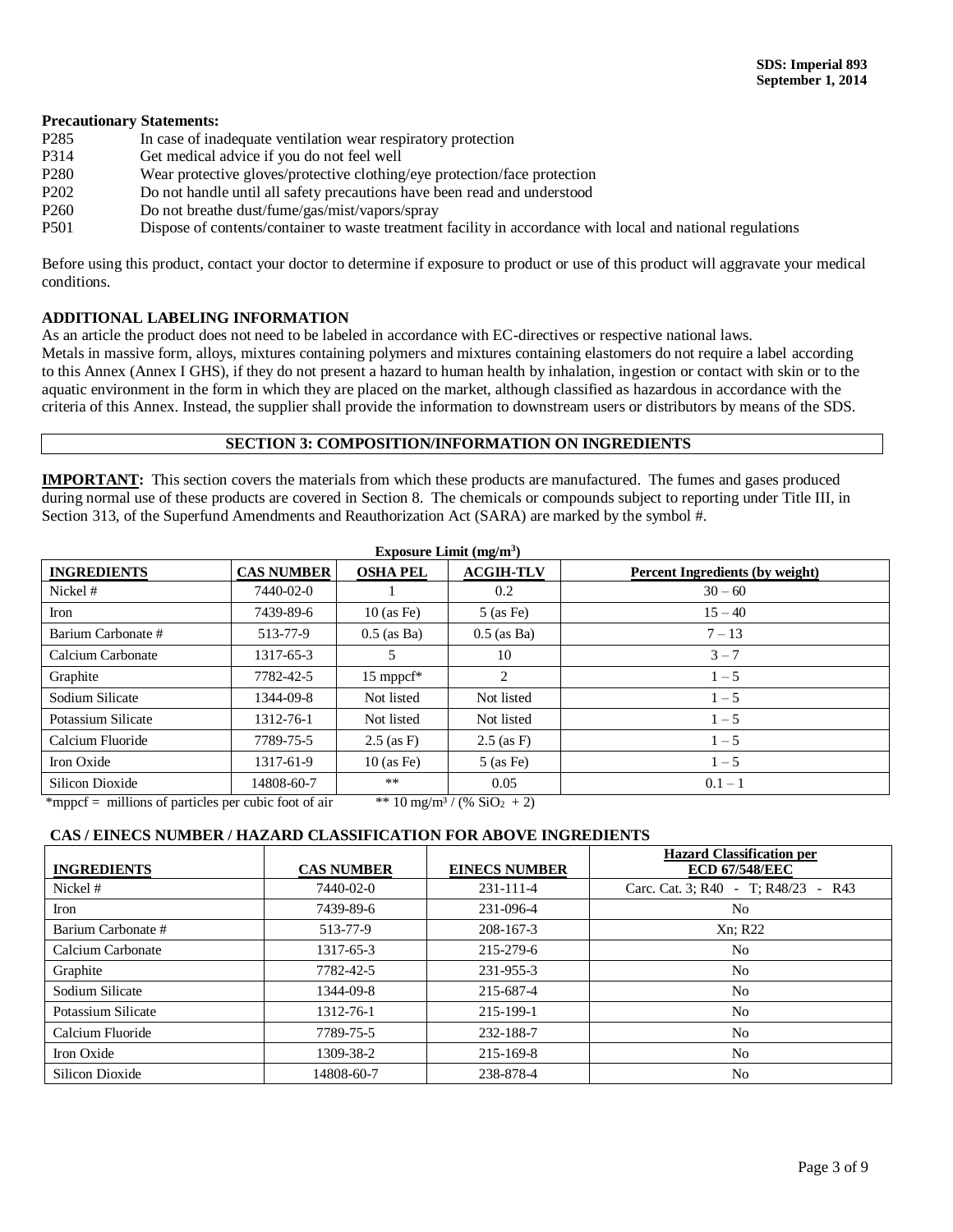**Precautionary Statements:**

P285 In case of inadequate ventilation wear respiratory protection
P314 Get medical advice if you do not feel well
P280 Wear protective gloves/protective clothing/eye protection/face protection
P202 Do not handle until all safety precautions have been read and understood
P260 Do not breathe dust/fume/gas/mist/vapors/spray
P501 Dispose of contents/container to waste treatment facility in accordance with local and national regulations

Before using this product, contact your doctor to determine if exposure to product or use of this product will aggravate your medical conditions.

**ADDITIONAL LABELING INFORMATION**

As an article the product does not need to be labeled in accordance with EC-directives or respective national laws.
Metals in massive form, alloys, mixtures containing polymers and mixtures containing elastomers do not require a label according to this Annex (Annex I GHS), if they do not present a hazard to human health by inhalation, ingestion or contact with skin or to the aquatic environment in the form in which they are placed on the market, although classified as hazardous in accordance with the criteria of this Annex. Instead, the supplier shall provide the information to downstream users or distributors by means of the SDS.

## SECTION 3: COMPOSITION/INFORMATION ON INGREDIENTS

**IMPORTANT:** This section covers the materials from which these products are manufactured. The fumes and gases produced during normal use of these products are covered in Section 8. The chemicals or compounds subject to reporting under Title III, in Section 313, of the Superfund Amendments and Reauthorization Act (SARA) are marked by the symbol #.

| | | Exposure Limit ($mg/m^3$) | | |
|---|---|---|---|---|
| **INGREDIENTS** | **CAS NUMBER** | **OSHA PEL** | **ACGIH-TLV** | **Percent Ingredients (by weight)** |
| Nickel # | 7440-02-0 | 1 | 0.2 | 30 – 60 |
| Iron | 7439-89-6 | 10 (as Fe) | 5 (as Fe) | 15 – 40 |
| Barium Carbonate # | 513-77-9 | 0.5 (as Ba) | 0.5 (as Ba) | 7 – 13 |
| Calcium Carbonate | 1317-65-3 | 5 | 10 | 3 – 7 |
| Graphite | 7782-42-5 | 15 mppcf* | 2 | 1 – 5 |
| Sodium Silicate | 1344-09-8 | Not listed | Not listed | 1 – 5 |
| Potassium Silicate | 1312-76-1 | Not listed | Not listed | 1 – 5 |
| Calcium Fluoride | 7789-75-5 | 2.5 (as F) | 2.5 (as F) | 1 – 5 |
| Iron Oxide | 1317-61-9 | 10 (as Fe) | 5 (as Fe) | 1 – 5 |
| Silicon Dioxide | 14808-60-7 | ** | 0.05 | 0.1 – 1 |

*mppcf = millions of particles per cubic foot of air ** $10\ mg/m^3 / (\%\ SiO_2 + 2)$

### CAS / EINECS NUMBER / HAZARD CLASSIFICATION FOR ABOVE INGREDIENTS

| INGREDIENTS | CAS NUMBER | EINECS NUMBER | Hazard Classification per ECD 67/548/EEC |
|---|---|---|---|
| Nickel # | 7440-02-0 | 231-111-4 | Carc. Cat. 3; R40 - T; R48/23 - R43 |
| Iron | 7439-89-6 | 231-096-4 | No |
| Barium Carbonate # | 513-77-9 | 208-167-3 | Xn; R22 |
| Calcium Carbonate | 1317-65-3 | 215-279-6 | No |
| Graphite | 7782-42-5 | 231-955-3 | No |
| Sodium Silicate | 1344-09-8 | 215-687-4 | No |
| Potassium Silicate | 1312-76-1 | 215-199-1 | No |
| Calcium Fluoride | 7789-75-5 | 232-188-7 | No |
| Iron Oxide | 1309-38-2 | 215-169-8 | No |
| Silicon Dioxide | 14808-60-7 | 238-878-4 | No |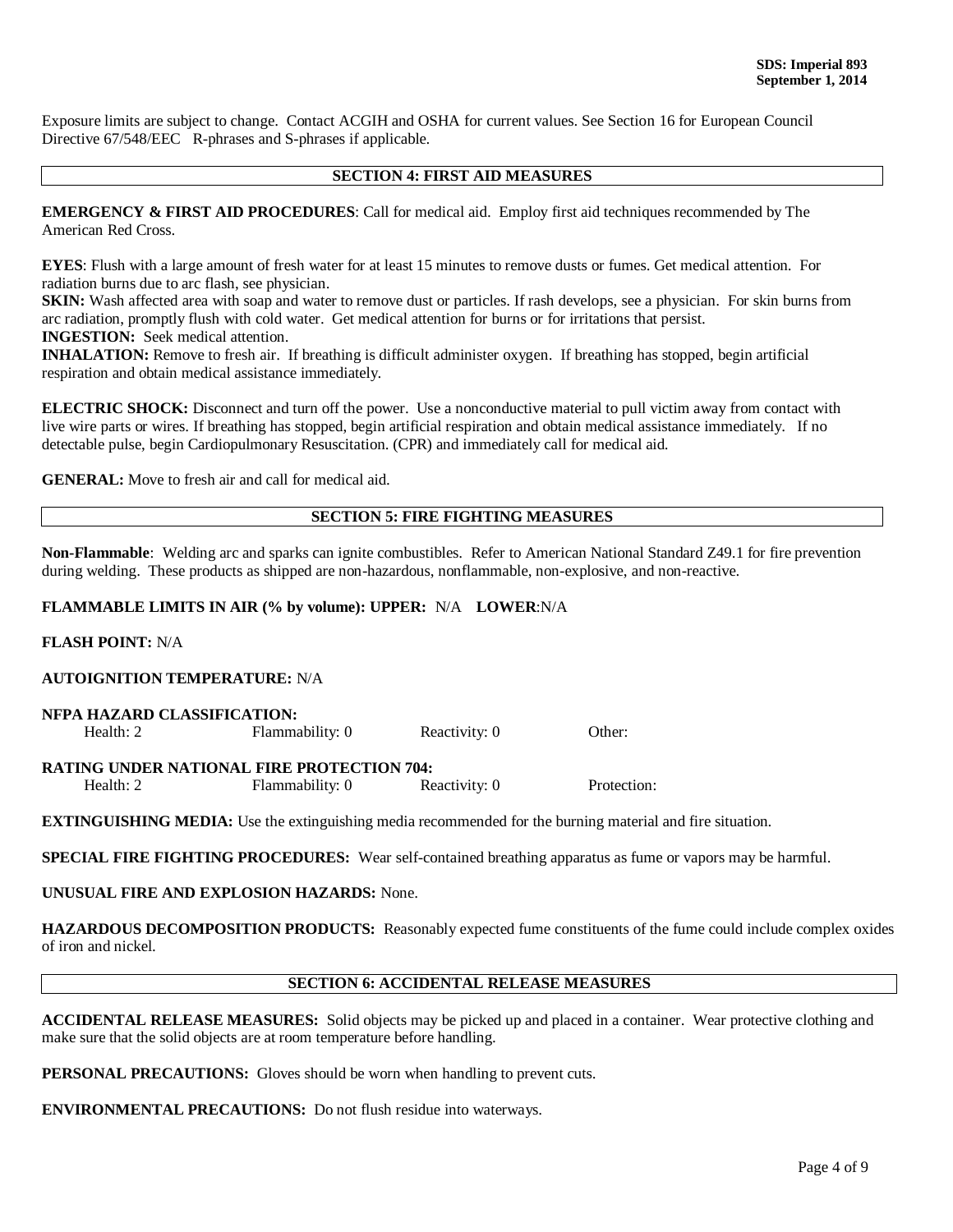Exposure limits are subject to change. Contact ACGIH and OSHA for current values. See Section 16 for European Council Directive 67/548/EEC R-phrases and S-phrases if applicable.

## SECTION 4: FIRST AID MEASURES

**EMERGENCY & FIRST AID PROCEDURES**: Call for medical aid. Employ first aid techniques recommended by The American Red Cross.

**EYES**: Flush with a large amount of fresh water for at least 15 minutes to remove dusts or fumes. Get medical attention. For radiation burns due to arc flash, see physician.
**SKIN:** Wash affected area with soap and water to remove dust or particles. If rash develops, see a physician. For skin burns from arc radiation, promptly flush with cold water. Get medical attention for burns or for irritations that persist.
**INGESTION:** Seek medical attention.
**INHALATION:** Remove to fresh air. If breathing is difficult administer oxygen. If breathing has stopped, begin artificial respiration and obtain medical assistance immediately.

**ELECTRIC SHOCK:** Disconnect and turn off the power. Use a nonconductive material to pull victim away from contact with live wire parts or wires. If breathing has stopped, begin artificial respiration and obtain medical assistance immediately. If no detectable pulse, begin Cardiopulmonary Resuscitation. (CPR) and immediately call for medical aid.

**GENERAL:** Move to fresh air and call for medical aid.

## SECTION 5: FIRE FIGHTING MEASURES

**Non-Flammable**: Welding arc and sparks can ignite combustibles. Refer to American National Standard Z49.1 for fire prevention during welding. These products as shipped are non-hazardous, nonflammable, non-explosive, and non-reactive.

**FLAMMABLE LIMITS IN AIR (% by volume): UPPER:** N/A **LOWER**:N/A

**FLASH POINT:** N/A

**AUTOIGNITION TEMPERATURE:** N/A

**NFPA HAZARD CLASSIFICATION:**

| Health: 2 | Flammability: 0 | Reactivity: 0 | Other: |
|---|---|---|---|

**RATING UNDER NATIONAL FIRE PROTECTION 704:**

| Health: 2 | Flammability: 0 | Reactivity: 0 | Protection: |
|---|---|---|---|

**EXTINGUISHING MEDIA:** Use the extinguishing media recommended for the burning material and fire situation.

**SPECIAL FIRE FIGHTING PROCEDURES:** Wear self-contained breathing apparatus as fume or vapors may be harmful.

**UNUSUAL FIRE AND EXPLOSION HAZARDS:** None.

**HAZARDOUS DECOMPOSITION PRODUCTS:** Reasonably expected fume constituents of the fume could include complex oxides of iron and nickel.

## SECTION 6: ACCIDENTAL RELEASE MEASURES

**ACCIDENTAL RELEASE MEASURES:** Solid objects may be picked up and placed in a container. Wear protective clothing and make sure that the solid objects are at room temperature before handling.

**PERSONAL PRECAUTIONS:** Gloves should be worn when handling to prevent cuts.

**ENVIRONMENTAL PRECAUTIONS:** Do not flush residue into waterways.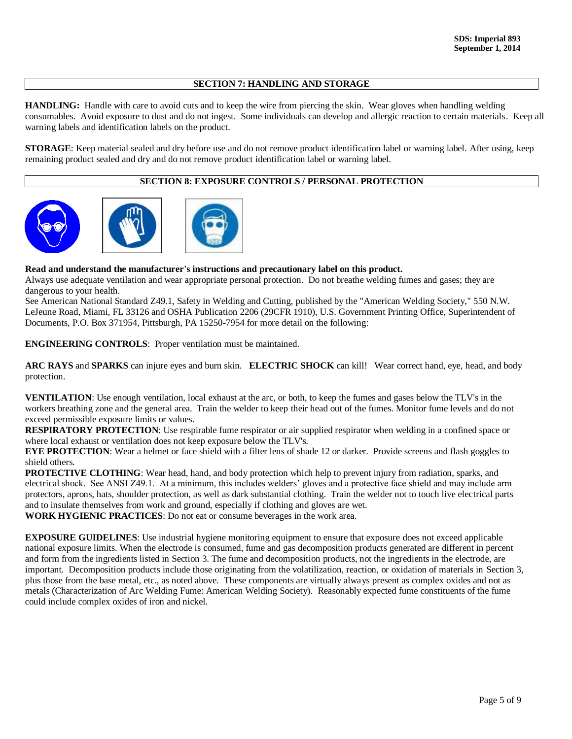## SECTION 7: HANDLING AND STORAGE

**HANDLING:** Handle with care to avoid cuts and to keep the wire from piercing the skin. Wear gloves when handling welding consumables. Avoid exposure to dust and do not ingest. Some individuals can develop and allergic reaction to certain materials. Keep all warning labels and identification labels on the product.

**STORAGE**: Keep material sealed and dry before use and do not remove product identification label or warning label. After using, keep remaining product sealed and dry and do not remove product identification label or warning label.

## SECTION 8: EXPOSURE CONTROLS / PERSONAL PROTECTION

**Read and understand the manufacturer's instructions and precautionary label on this product.**
Always use adequate ventilation and wear appropriate personal protection. Do not breathe welding fumes and gases; they are dangerous to your health.
See American National Standard Z49.1, Safety in Welding and Cutting, published by the "American Welding Society," 550 N.W. LeJeune Road, Miami, FL 33126 and OSHA Publication 2206 (29CFR 1910), U.S. Government Printing Office, Superintendent of Documents, P.O. Box 371954, Pittsburgh, PA 15250-7954 for more detail on the following:

**ENGINEERING CONTROLS**: Proper ventilation must be maintained.

**ARC RAYS** and **SPARKS** can injure eyes and burn skin. **ELECTRIC SHOCK** can kill! Wear correct hand, eye, head, and body protection.

**VENTILATION**: Use enough ventilation, local exhaust at the arc, or both, to keep the fumes and gases below the TLV's in the workers breathing zone and the general area. Train the welder to keep their head out of the fumes. Monitor fume levels and do not exceed permissible exposure limits or values.
**RESPIRATORY PROTECTION**: Use respirable fume respirator or air supplied respirator when welding in a confined space or where local exhaust or ventilation does not keep exposure below the TLV's.
**EYE PROTECTION**: Wear a helmet or face shield with a filter lens of shade 12 or darker. Provide screens and flash goggles to shield others.
**PROTECTIVE CLOTHING**: Wear head, hand, and body protection which help to prevent injury from radiation, sparks, and electrical shock. See ANSI Z49.1. At a minimum, this includes welders' gloves and a protective face shield and may include arm protectors, aprons, hats, shoulder protection, as well as dark substantial clothing. Train the welder not to touch live electrical parts and to insulate themselves from work and ground, especially if clothing and gloves are wet.
**WORK HYGIENIC PRACTICES**: Do not eat or consume beverages in the work area.

**EXPOSURE GUIDELINES**: Use industrial hygiene monitoring equipment to ensure that exposure does not exceed applicable national exposure limits. When the electrode is consumed, fume and gas decomposition products generated are different in percent and form from the ingredients listed in Section 3. The fume and decomposition products, not the ingredients in the electrode, are important. Decomposition products include those originating from the volatilization, reaction, or oxidation of materials in Section 3, plus those from the base metal, etc., as noted above. These components are virtually always present as complex oxides and not as metals (Characterization of Arc Welding Fume: American Welding Society). Reasonably expected fume constituents of the fume could include complex oxides of iron and nickel.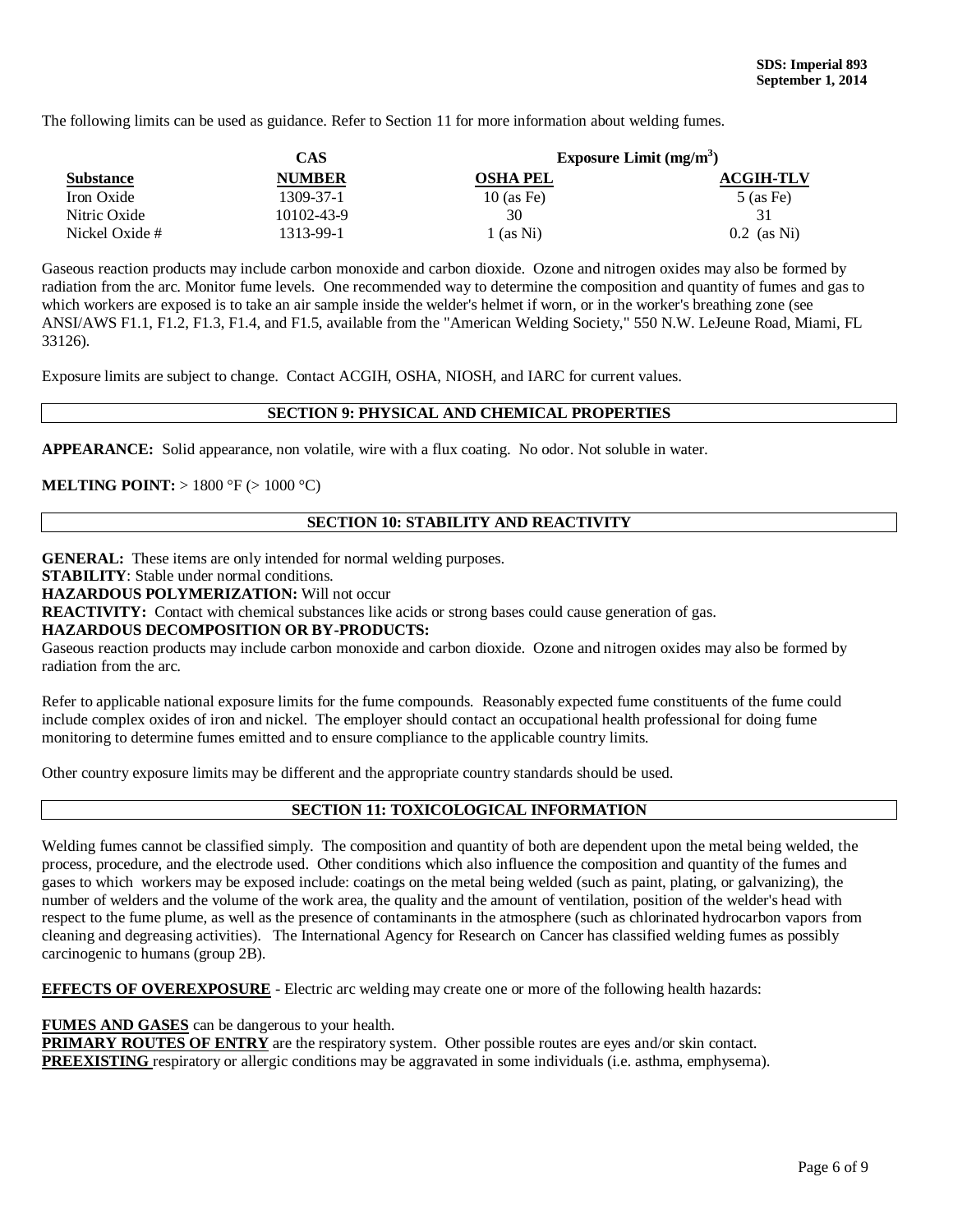The following limits can be used as guidance. Refer to Section 11 for more information about welding fumes.

| Substance | CAS NUMBER | Exposure Limit ($mg/m^3$) OSHA PEL | ACGIH-TLV |
|---|---|---|---|
| Iron Oxide | 1309-37-1 | 10 (as Fe) | 5 (as Fe) |
| Nitric Oxide | 10102-43-9 | 30 | 31 |
| Nickel Oxide # | 1313-99-1 | 1 (as Ni) | 0.2 (as Ni) |

Gaseous reaction products may include carbon monoxide and carbon dioxide. Ozone and nitrogen oxides may also be formed by radiation from the arc. Monitor fume levels. One recommended way to determine the composition and quantity of fumes and gas to which workers are exposed is to take an air sample inside the welder's helmet if worn, or in the worker's breathing zone (see ANSI/AWS F1.1, F1.2, F1.3, F1.4, and F1.5, available from the "American Welding Society," 550 N.W. LeJeune Road, Miami, FL 33126).

Exposure limits are subject to change. Contact ACGIH, OSHA, NIOSH, and IARC for current values.

## SECTION 9: PHYSICAL AND CHEMICAL PROPERTIES

**APPEARANCE:** Solid appearance, non volatile, wire with a flux coating. No odor. Not soluble in water.

**MELTING POINT:** > 1800 °F (> 1000 °C)

## SECTION 10: STABILITY AND REACTIVITY

**GENERAL:** These items are only intended for normal welding purposes.
**STABILITY**: Stable under normal conditions.
**HAZARDOUS POLYMERIZATION:** Will not occur
**REACTIVITY:** Contact with chemical substances like acids or strong bases could cause generation of gas.
**HAZARDOUS DECOMPOSITION OR BY-PRODUCTS:**
Gaseous reaction products may include carbon monoxide and carbon dioxide. Ozone and nitrogen oxides may also be formed by radiation from the arc.

Refer to applicable national exposure limits for the fume compounds. Reasonably expected fume constituents of the fume could include complex oxides of iron and nickel. The employer should contact an occupational health professional for doing fume monitoring to determine fumes emitted and to ensure compliance to the applicable country limits.

Other country exposure limits may be different and the appropriate country standards should be used.

## SECTION 11: TOXICOLOGICAL INFORMATION

Welding fumes cannot be classified simply. The composition and quantity of both are dependent upon the metal being welded, the process, procedure, and the electrode used. Other conditions which also influence the composition and quantity of the fumes and gases to which workers may be exposed include: coatings on the metal being welded (such as paint, plating, or galvanizing), the number of welders and the volume of the work area, the quality and the amount of ventilation, position of the welder's head with respect to the fume plume, as well as the presence of contaminants in the atmosphere (such as chlorinated hydrocarbon vapors from cleaning and degreasing activities). The International Agency for Research on Cancer has classified welding fumes as possibly carcinogenic to humans (group 2B).

**EFFECTS OF OVEREXPOSURE** - Electric arc welding may create one or more of the following health hazards:

**FUMES AND GASES** can be dangerous to your health.
**PRIMARY ROUTES OF ENTRY** are the respiratory system. Other possible routes are eyes and/or skin contact.
**PREEXISTING** respiratory or allergic conditions may be aggravated in some individuals (i.e. asthma, emphysema).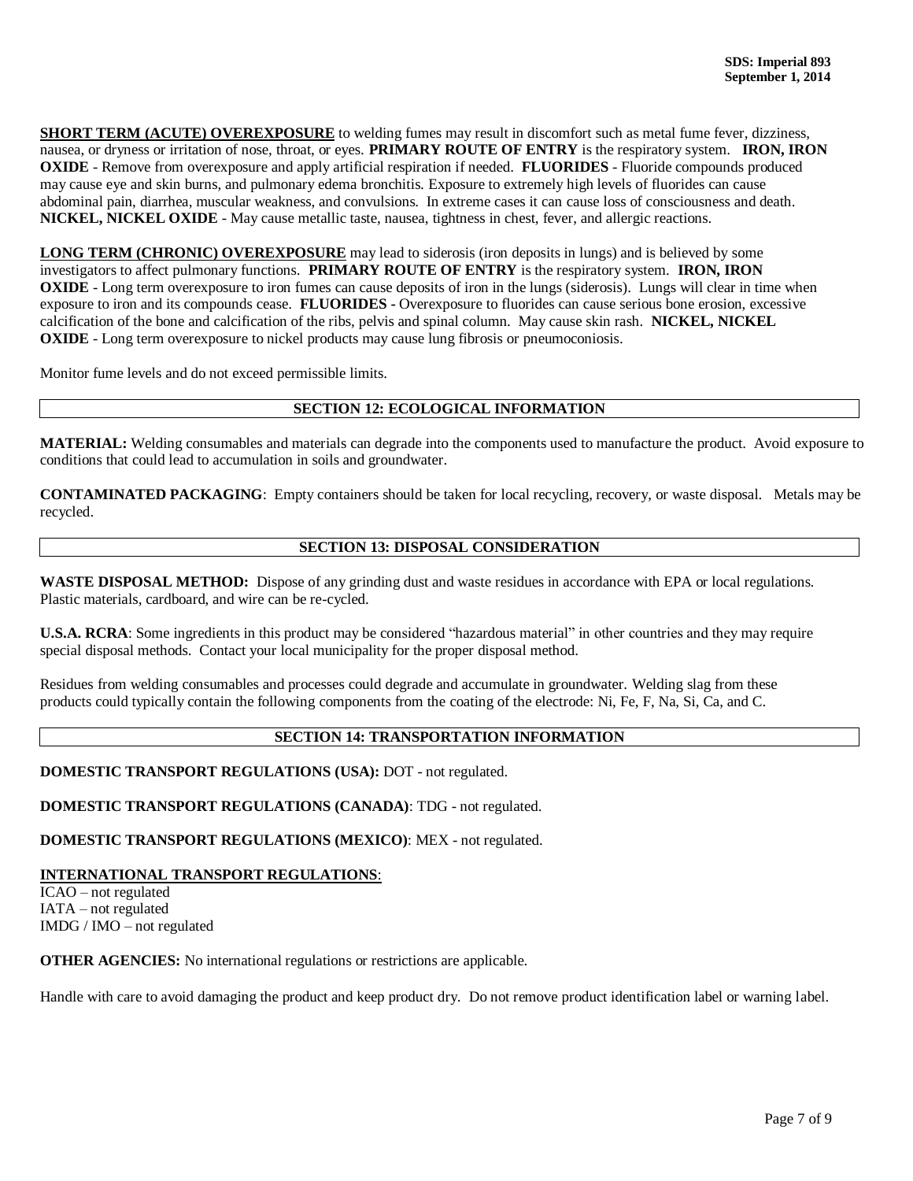**SHORT TERM (ACUTE) OVEREXPOSURE** to welding fumes may result in discomfort such as metal fume fever, dizziness, nausea, or dryness or irritation of nose, throat, or eyes. **PRIMARY ROUTE OF ENTRY** is the respiratory system. **IRON, IRON OXIDE** - Remove from overexposure and apply artificial respiration if needed. **FLUORIDES** - Fluoride compounds produced may cause eye and skin burns, and pulmonary edema bronchitis. Exposure to extremely high levels of fluorides can cause abdominal pain, diarrhea, muscular weakness, and convulsions. In extreme cases it can cause loss of consciousness and death. **NICKEL, NICKEL OXIDE** - May cause metallic taste, nausea, tightness in chest, fever, and allergic reactions.

**LONG TERM (CHRONIC) OVEREXPOSURE** may lead to siderosis (iron deposits in lungs) and is believed by some investigators to affect pulmonary functions. **PRIMARY ROUTE OF ENTRY** is the respiratory system. **IRON, IRON OXIDE** - Long term overexposure to iron fumes can cause deposits of iron in the lungs (siderosis). Lungs will clear in time when exposure to iron and its compounds cease. **FLUORIDES -** Overexposure to fluorides can cause serious bone erosion, excessive calcification of the bone and calcification of the ribs, pelvis and spinal column. May cause skin rash. **NICKEL, NICKEL OXIDE** - Long term overexposure to nickel products may cause lung fibrosis or pneumoconiosis.

Monitor fume levels and do not exceed permissible limits.

## SECTION 12: ECOLOGICAL INFORMATION

**MATERIAL:** Welding consumables and materials can degrade into the components used to manufacture the product. Avoid exposure to conditions that could lead to accumulation in soils and groundwater.

**CONTAMINATED PACKAGING**: Empty containers should be taken for local recycling, recovery, or waste disposal. Metals may be recycled.

## SECTION 13: DISPOSAL CONSIDERATION

**WASTE DISPOSAL METHOD:** Dispose of any grinding dust and waste residues in accordance with EPA or local regulations. Plastic materials, cardboard, and wire can be re-cycled.

**U.S.A. RCRA**: Some ingredients in this product may be considered "hazardous material" in other countries and they may require special disposal methods. Contact your local municipality for the proper disposal method.

Residues from welding consumables and processes could degrade and accumulate in groundwater. Welding slag from these products could typically contain the following components from the coating of the electrode: Ni, Fe, F, Na, Si, Ca, and C.

## SECTION 14: TRANSPORTATION INFORMATION

**DOMESTIC TRANSPORT REGULATIONS (USA):** DOT - not regulated.

**DOMESTIC TRANSPORT REGULATIONS (CANADA)**: TDG - not regulated.

**DOMESTIC TRANSPORT REGULATIONS (MEXICO)**: MEX - not regulated.

**INTERNATIONAL TRANSPORT REGULATIONS**:

ICAO – not regulated
IATA – not regulated
IMDG / IMO – not regulated

**OTHER AGENCIES:** No international regulations or restrictions are applicable.

Handle with care to avoid damaging the product and keep product dry. Do not remove product identification label or warning label.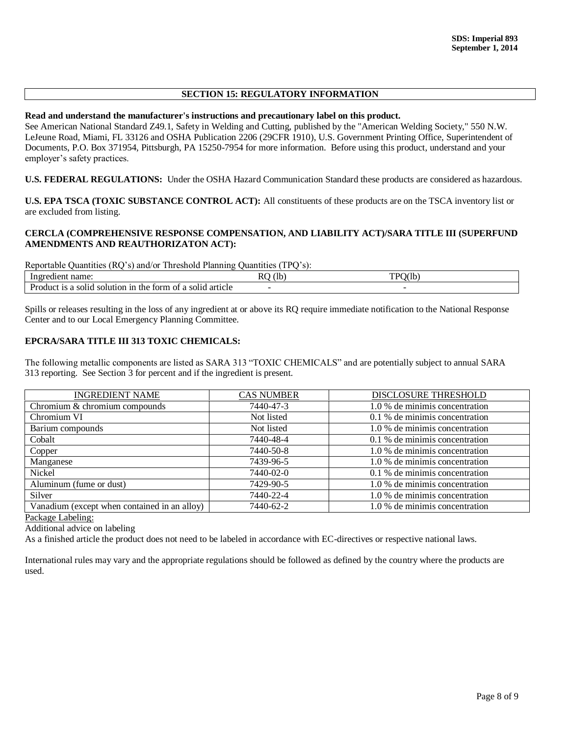## SECTION 15: REGULATORY INFORMATION

**Read and understand the manufacturer's instructions and precautionary label on this product.**
See American National Standard Z49.1, Safety in Welding and Cutting, published by the "American Welding Society," 550 N.W. LeJeune Road, Miami, FL 33126 and OSHA Publication 2206 (29CFR 1910), U.S. Government Printing Office, Superintendent of Documents, P.O. Box 371954, Pittsburgh, PA 15250-7954 for more information. Before using this product, understand and your employer's safety practices.

**U.S. FEDERAL REGULATIONS:** Under the OSHA Hazard Communication Standard these products are considered as hazardous.

**U.S. EPA TSCA (TOXIC SUBSTANCE CONTROL ACT):** All constituents of these products are on the TSCA inventory list or are excluded from listing.

**CERCLA (COMPREHENSIVE RESPONSE COMPENSATION, AND LIABILITY ACT)/SARA TITLE III (SUPERFUND AMENDMENTS AND REAUTHORIZATON ACT):**

Reportable Quantities (RQ's) and/or Threshold Planning Quantities (TPQ's):

| Ingredient name: | RQ (lb) | TPQ(lb) |
|---|---|---|
| Product is a solid solution in the form of a solid article | - | - |

Spills or releases resulting in the loss of any ingredient at or above its RQ require immediate notification to the National Response Center and to our Local Emergency Planning Committee.

**EPCRA/SARA TITLE III 313 TOXIC CHEMICALS:**

The following metallic components are listed as SARA 313 "TOXIC CHEMICALS" and are potentially subject to annual SARA 313 reporting. See Section 3 for percent and if the ingredient is present.

| INGREDIENT NAME | CAS NUMBER | DISCLOSURE THRESHOLD |
|---|---|---|
| Chromium & chromium compounds | 7440-47-3 | 1.0 % de minimis concentration |
| Chromium VI | Not listed | 0.1 % de minimis concentration |
| Barium compounds | Not listed | 1.0 % de minimis concentration |
| Cobalt | 7440-48-4 | 0.1 % de minimis concentration |
| Copper | 7440-50-8 | 1.0 % de minimis concentration |
| Manganese | 7439-96-5 | 1.0 % de minimis concentration |
| Nickel | 7440-02-0 | 0.1 % de minimis concentration |
| Aluminum (fume or dust) | 7429-90-5 | 1.0 % de minimis concentration |
| Silver | 7440-22-4 | 1.0 % de minimis concentration |
| Vanadium (except when contained in an alloy) | 7440-62-2 | 1.0 % de minimis concentration |

Package Labeling:

Additional advice on labeling

As a finished article the product does not need to be labeled in accordance with EC-directives or respective national laws.

International rules may vary and the appropriate regulations should be followed as defined by the country where the products are used.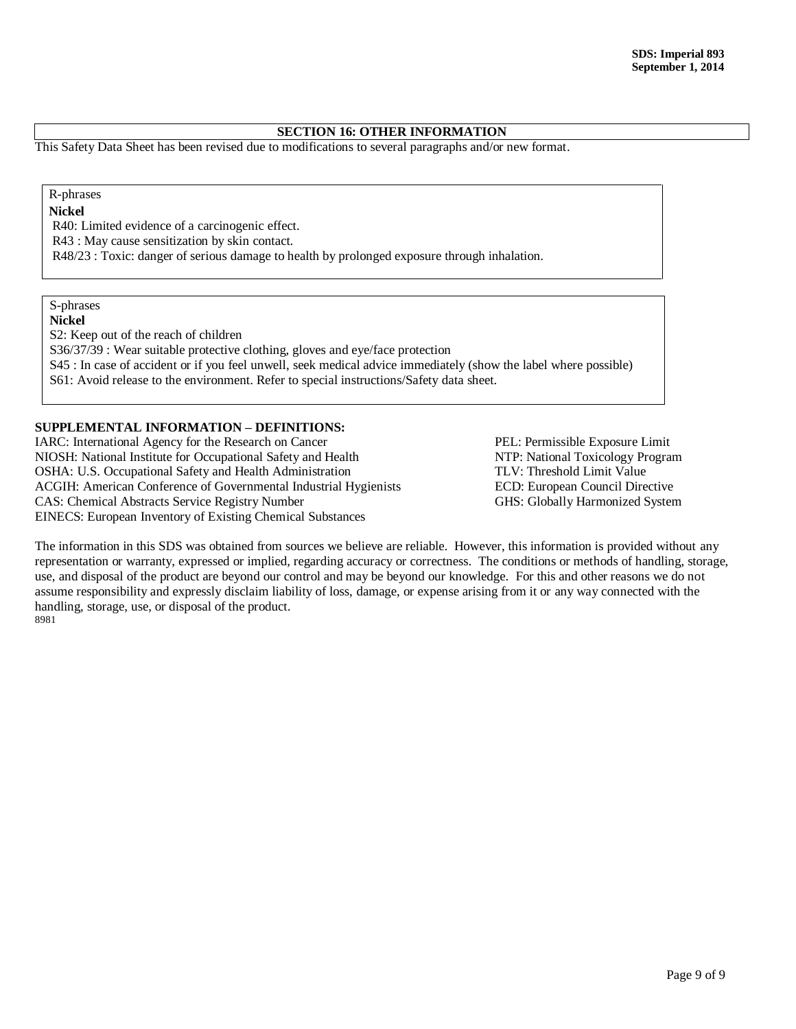## SECTION 16: OTHER INFORMATION

This Safety Data Sheet has been revised due to modifications to several paragraphs and/or new format.

R-phrases

**Nickel**

R40: Limited evidence of a carcinogenic effect.
R43 : May cause sensitization by skin contact.
R48/23 : Toxic: danger of serious damage to health by prolonged exposure through inhalation.

S-phrases

**Nickel**

S2: Keep out of the reach of children
S36/37/39 : Wear suitable protective clothing, gloves and eye/face protection
S45 : In case of accident or if you feel unwell, seek medical advice immediately (show the label where possible)
S61: Avoid release to the environment. Refer to special instructions/Safety data sheet.

**SUPPLEMENTAL INFORMATION – DEFINITIONS:**

IARC: International Agency for the Research on Cancer
NIOSH: National Institute for Occupational Safety and Health
OSHA: U.S. Occupational Safety and Health Administration
ACGIH: American Conference of Governmental Industrial Hygienists
CAS: Chemical Abstracts Service Registry Number
EINECS: European Inventory of Existing Chemical Substances
PEL: Permissible Exposure Limit
NTP: National Toxicology Program
TLV: Threshold Limit Value
ECD: European Council Directive
GHS: Globally Harmonized System

The information in this SDS was obtained from sources we believe are reliable. However, this information is provided without any representation or warranty, expressed or implied, regarding accuracy or correctness. The conditions or methods of handling, storage, use, and disposal of the product are beyond our control and may be beyond our knowledge. For this and other reasons we do not assume responsibility and expressly disclaim liability of loss, damage, or expense arising from it or any way connected with the handling, storage, use, or disposal of the product.
8981